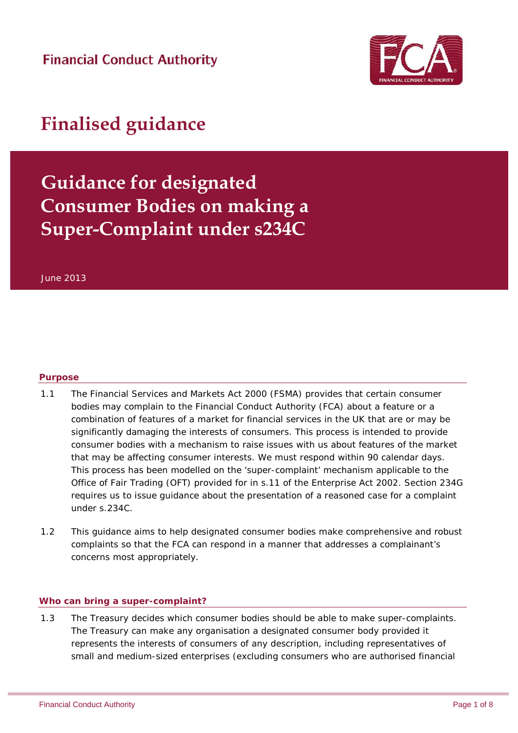Financial Conduct Authority

# Finalised guidance

# Guidance for designated Consumer Bodies on making a Super-Complaint under s234C

June 2013

## Purpose

1.1 The Financial Services and Markets Act 2000 (FSMA) provides that certain consumer bodies may complain to the Financial Conduct Authority (FCA) about a feature or a combination of features of a market for financial services in the UK that are or may be significantly damaging the interests of consumers. This process is intended to provide consumer bodies with a mechanism to raise issues with us about features of the market that may be affecting consumer interests. We must respond within 90 calendar days. This process has been modelled on the 'super-complaint' mechanism applicable to the Office of Fair Trading (OFT) provided for in s.11 of the Enterprise Act 2002. Section 234G requires us to issue guidance about the presentation of a reasoned case for a complaint under s.234C.

1.2 This guidance aims to help designated consumer bodies make comprehensive and robust complaints so that the FCA can respond in a manner that addresses a complainant's concerns most appropriately.

## Who can bring a super-complaint?

1.3 The Treasury decides which consumer bodies should be able to make super-complaints. The Treasury can make any organisation a designated consumer body provided it represents the interests of consumers of any description, including representatives of small and medium-sized enterprises (excluding consumers who are authorised financial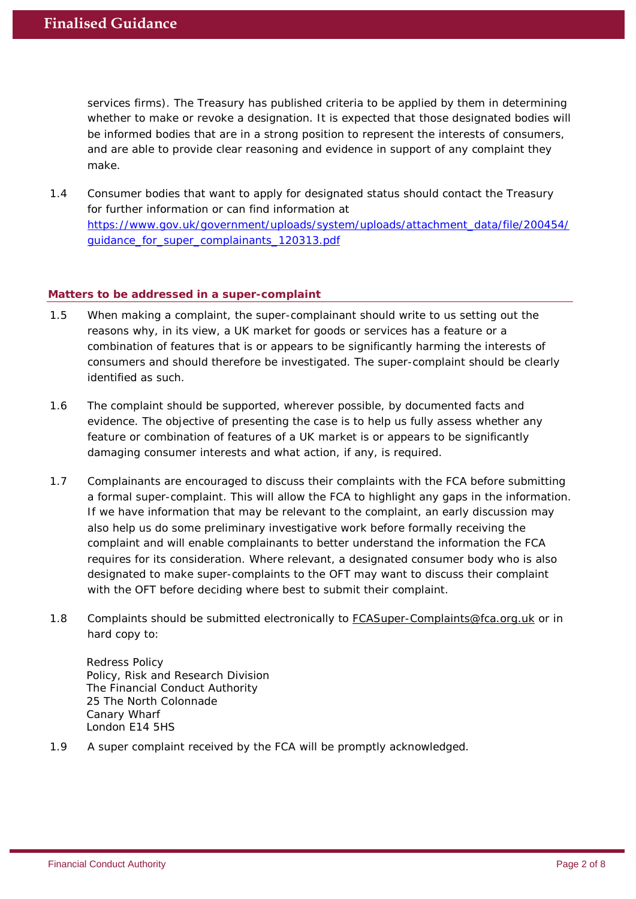services firms). The Treasury has published criteria to be applied by them in determining whether to make or revoke a designation. It is expected that those designated bodies will be informed bodies that are in a strong position to represent the interests of consumers, and are able to provide clear reasoning and evidence in support of any complaint they make.

1.4 Consumer bodies that want to apply for designated status should contact the Treasury for further information or can find information at https://www.gov.uk/government/uploads/system/uploads/attachment_data/file/200454/guidance_for_super_complainants_120313.pdf

## Matters to be addressed in a super-complaint

1.5 When making a complaint, the super-complainant should write to us setting out the reasons why, in its view, a UK market for goods or services has a feature or a combination of features that is or appears to be significantly harming the interests of consumers and should therefore be investigated. The super-complaint should be clearly identified as such.

1.6 The complaint should be supported, wherever possible, by documented facts and evidence. The objective of presenting the case is to help us fully assess whether any feature or combination of features of a UK market is or appears to be significantly damaging consumer interests and what action, if any, is required.

1.7 Complainants are encouraged to discuss their complaints with the FCA before submitting a formal super-complaint. This will allow the FCA to highlight any gaps in the information. If we have information that may be relevant to the complaint, an early discussion may also help us do some preliminary investigative work before formally receiving the complaint and will enable complainants to better understand the information the FCA requires for its consideration. Where relevant, a designated consumer body who is also designated to make super-complaints to the OFT may want to discuss their complaint with the OFT before deciding where best to submit their complaint.

1.8 Complaints should be submitted electronically to FCASuper-Complaints@fca.org.uk or in hard copy to:

Redress Policy
Policy, Risk and Research Division
The Financial Conduct Authority
25 The North Colonnade
Canary Wharf
London E14 5HS

1.9 A super complaint received by the FCA will be promptly acknowledged.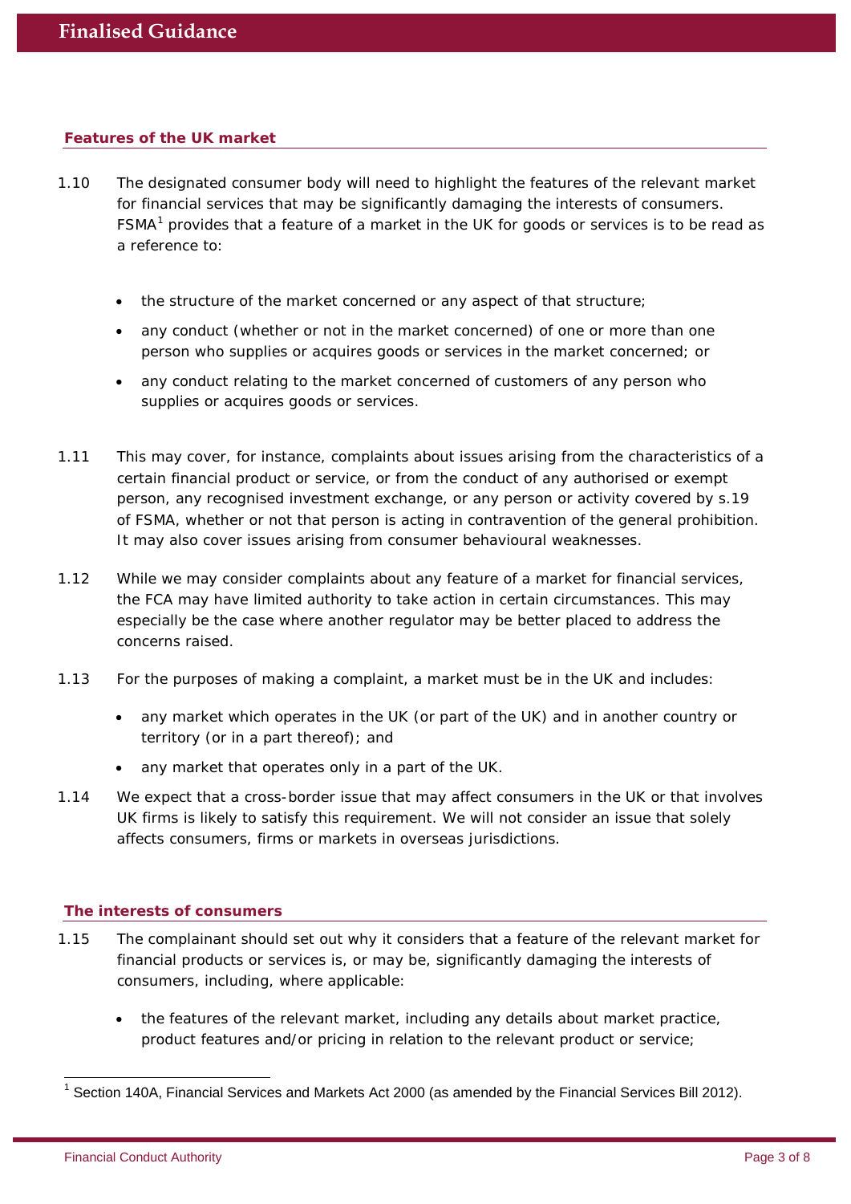### Features of the UK market

1.10 The designated consumer body will need to highlight the features of the relevant market for financial services that may be significantly damaging the interests of consumers. FSMA[1] provides that a feature of a market in the UK for goods or services is to be read as a reference to:

- the structure of the market concerned or any aspect of that structure;
- any conduct (whether or not in the market concerned) of one or more than one person who supplies or acquires goods or services in the market concerned; or
- any conduct relating to the market concerned of customers of any person who supplies or acquires goods or services.

1.11 This may cover, for instance, complaints about issues arising from the characteristics of a certain financial product or service, or from the conduct of any authorised or exempt person, any recognised investment exchange, or any person or activity covered by s.19 of FSMA, whether or not that person is acting in contravention of the general prohibition. It may also cover issues arising from consumer behavioural weaknesses.

1.12 While we may consider complaints about any feature of a market for financial services, the FCA may have limited authority to take action in certain circumstances. This may especially be the case where another regulator may be better placed to address the concerns raised.

1.13 For the purposes of making a complaint, a market must be in the UK and includes:

- any market which operates in the UK (or part of the UK) and in another country or territory (or in a part thereof); and
- any market that operates only in a part of the UK.

1.14 We expect that a cross-border issue that may affect consumers in the UK or that involves UK firms is likely to satisfy this requirement. We will not consider an issue that solely affects consumers, firms or markets in overseas jurisdictions.

### The interests of consumers

1.15 The complainant should set out why it considers that a feature of the relevant market for financial products or services is, or may be, significantly damaging the interests of consumers, including, where applicable:

- the features of the relevant market, including any details about market practice, product features and/or pricing in relation to the relevant product or service;

[1] Section 140A, Financial Services and Markets Act 2000 (as amended by the Financial Services Bill 2012).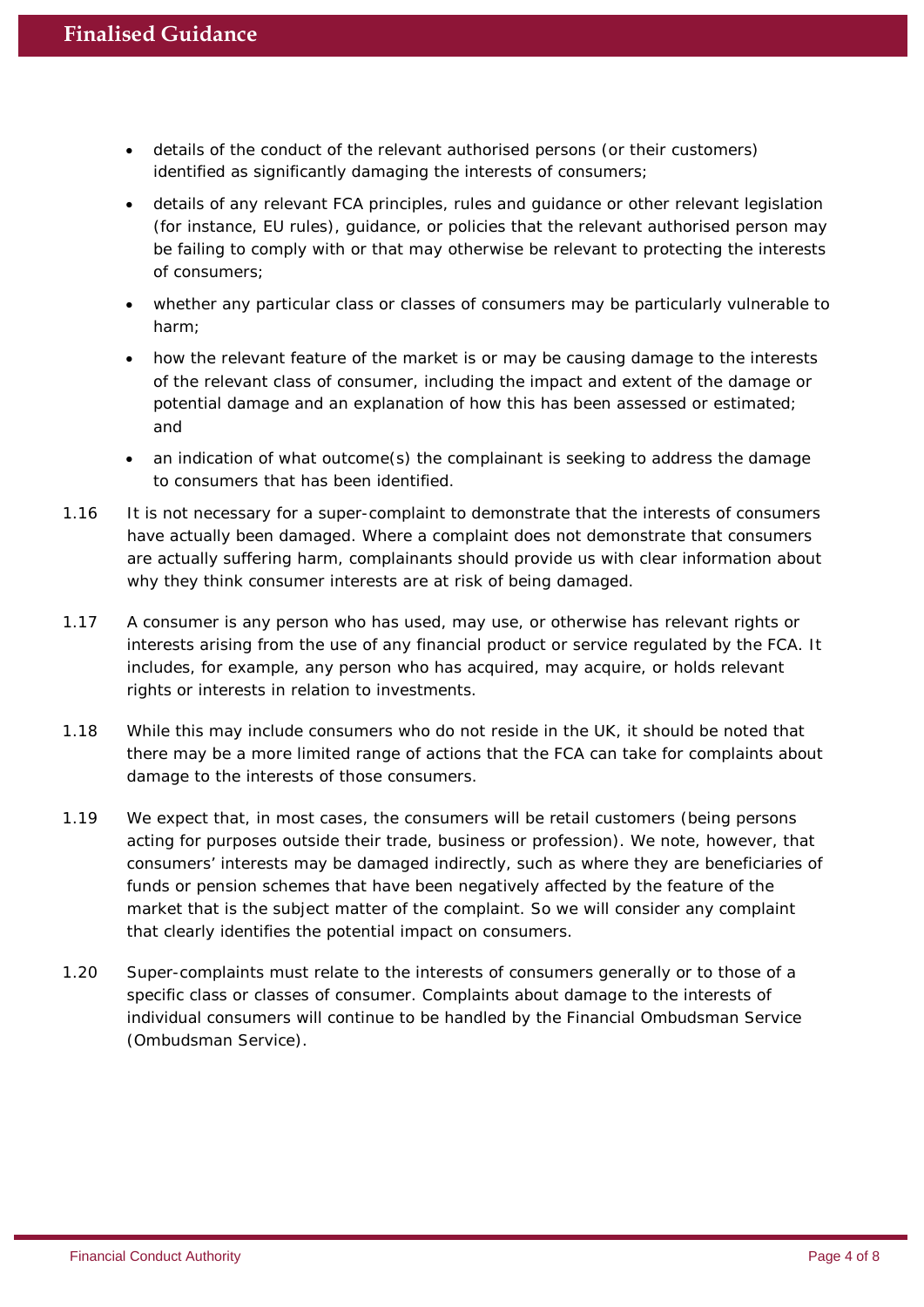- details of the conduct of the relevant authorised persons (or their customers) identified as significantly damaging the interests of consumers;
- details of any relevant FCA principles, rules and guidance or other relevant legislation (for instance, EU rules), guidance, or policies that the relevant authorised person may be failing to comply with or that may otherwise be relevant to protecting the interests of consumers;
- whether any particular class or classes of consumers may be particularly vulnerable to harm;
- how the relevant feature of the market is or may be causing damage to the interests of the relevant class of consumer, including the impact and extent of the damage or potential damage and an explanation of how this has been assessed or estimated; and
- an indication of what outcome(s) the complainant is seeking to address the damage to consumers that has been identified.

1.16 It is not necessary for a super-complaint to demonstrate that the interests of consumers have actually been damaged. Where a complaint does not demonstrate that consumers are actually suffering harm, complainants should provide us with clear information about why they think consumer interests are at risk of being damaged.

1.17 A consumer is any person who has used, may use, or otherwise has relevant rights or interests arising from the use of any financial product or service regulated by the FCA. It includes, for example, any person who has acquired, may acquire, or holds relevant rights or interests in relation to investments.

1.18 While this may include consumers who do not reside in the UK, it should be noted that there may be a more limited range of actions that the FCA can take for complaints about damage to the interests of those consumers.

1.19 We expect that, in most cases, the consumers will be retail customers (being persons acting for purposes outside their trade, business or profession). We note, however, that consumers' interests may be damaged indirectly, such as where they are beneficiaries of funds or pension schemes that have been negatively affected by the feature of the market that is the subject matter of the complaint. So we will consider any complaint that clearly identifies the potential impact on consumers.

1.20 Super-complaints must relate to the interests of consumers generally or to those of a specific class or classes of consumer. Complaints about damage to the interests of individual consumers will continue to be handled by the Financial Ombudsman Service (Ombudsman Service).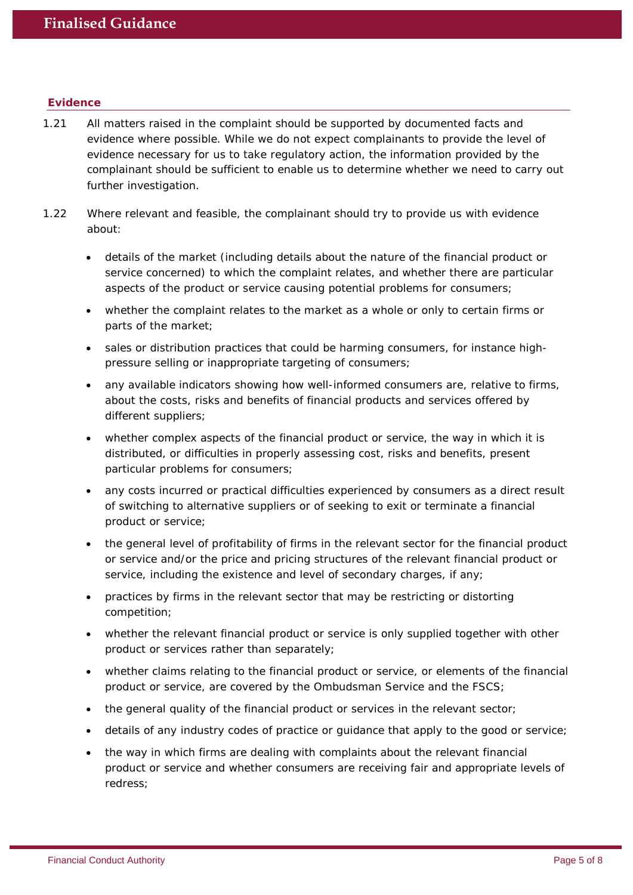### Evidence

1.21 All matters raised in the complaint should be supported by documented facts and evidence where possible. While we do not expect complainants to provide the level of evidence necessary for us to take regulatory action, the information provided by the complainant should be sufficient to enable us to determine whether we need to carry out further investigation.

1.22 Where relevant and feasible, the complainant should try to provide us with evidence about:

- details of the market (including details about the nature of the financial product or service concerned) to which the complaint relates, and whether there are particular aspects of the product or service causing potential problems for consumers;
- whether the complaint relates to the market as a whole or only to certain firms or parts of the market;
- sales or distribution practices that could be harming consumers, for instance high-pressure selling or inappropriate targeting of consumers;
- any available indicators showing how well-informed consumers are, relative to firms, about the costs, risks and benefits of financial products and services offered by different suppliers;
- whether complex aspects of the financial product or service, the way in which it is distributed, or difficulties in properly assessing cost, risks and benefits, present particular problems for consumers;
- any costs incurred or practical difficulties experienced by consumers as a direct result of switching to alternative suppliers or of seeking to exit or terminate a financial product or service;
- the general level of profitability of firms in the relevant sector for the financial product or service and/or the price and pricing structures of the relevant financial product or service, including the existence and level of secondary charges, if any;
- practices by firms in the relevant sector that may be restricting or distorting competition;
- whether the relevant financial product or service is only supplied together with other product or services rather than separately;
- whether claims relating to the financial product or service, or elements of the financial product or service, are covered by the Ombudsman Service and the FSCS;
- the general quality of the financial product or services in the relevant sector;
- details of any industry codes of practice or guidance that apply to the good or service;
- the way in which firms are dealing with complaints about the relevant financial product or service and whether consumers are receiving fair and appropriate levels of redress;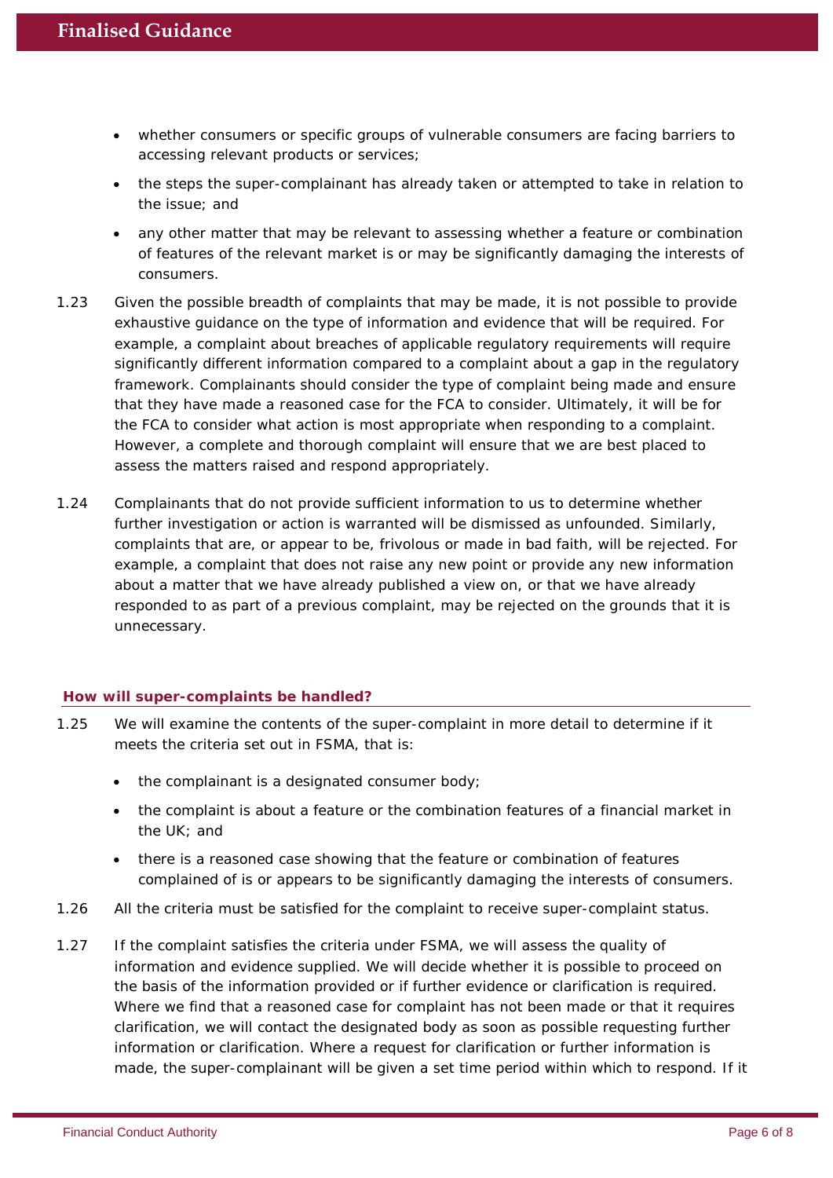- whether consumers or specific groups of vulnerable consumers are facing barriers to accessing relevant products or services;
- the steps the super-complainant has already taken or attempted to take in relation to the issue; and
- any other matter that may be relevant to assessing whether a feature or combination of features of the relevant market is or may be significantly damaging the interests of consumers.

1.23 Given the possible breadth of complaints that may be made, it is not possible to provide exhaustive guidance on the type of information and evidence that will be required. For example, a complaint about breaches of applicable regulatory requirements will require significantly different information compared to a complaint about a gap in the regulatory framework. Complainants should consider the type of complaint being made and ensure that they have made a reasoned case for the FCA to consider. Ultimately, it will be for the FCA to consider what action is most appropriate when responding to a complaint. However, a complete and thorough complaint will ensure that we are best placed to assess the matters raised and respond appropriately.

1.24 Complainants that do not provide sufficient information to us to determine whether further investigation or action is warranted will be dismissed as unfounded. Similarly, complaints that are, or appear to be, frivolous or made in bad faith, will be rejected. For example, a complaint that does not raise any new point or provide any new information about a matter that we have already published a view on, or that we have already responded to as part of a previous complaint, may be rejected on the grounds that it is unnecessary.

### How will super-complaints be handled?

1.25 We will examine the contents of the super-complaint in more detail to determine if it meets the criteria set out in FSMA, that is:

- the complainant is a designated consumer body;
- the complaint is about a feature or the combination features of a financial market in the UK; and
- there is a reasoned case showing that the feature or combination of features complained of is or appears to be significantly damaging the interests of consumers.

1.26 All the criteria must be satisfied for the complaint to receive super-complaint status.

1.27 If the complaint satisfies the criteria under FSMA, we will assess the quality of information and evidence supplied. We will decide whether it is possible to proceed on the basis of the information provided or if further evidence or clarification is required. Where we find that a reasoned case for complaint has not been made or that it requires clarification, we will contact the designated body as soon as possible requesting further information or clarification. Where a request for clarification or further information is made, the super-complainant will be given a set time period within which to respond. If it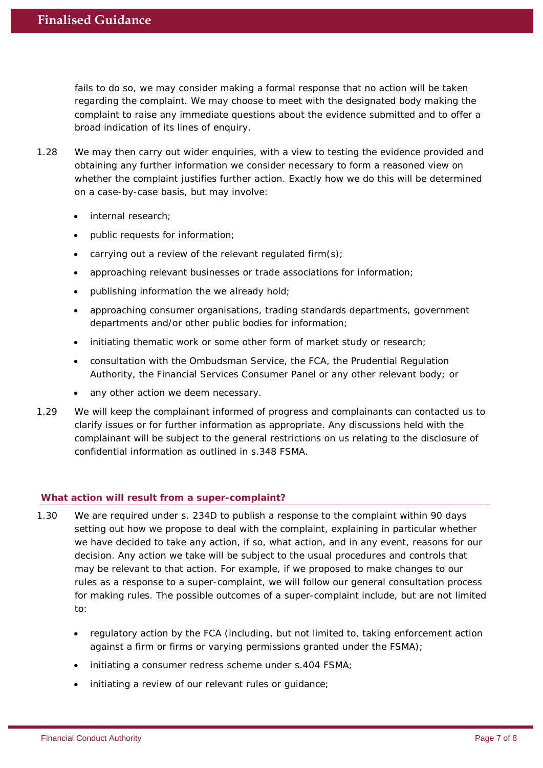fails to do so, we may consider making a formal response that no action will be taken regarding the complaint. We may choose to meet with the designated body making the complaint to raise any immediate questions about the evidence submitted and to offer a broad indication of its lines of enquiry.

1.28 We may then carry out wider enquiries, with a view to testing the evidence provided and obtaining any further information we consider necessary to form a reasoned view on whether the complaint justifies further action. Exactly how we do this will be determined on a case-by-case basis, but may involve:

- internal research;
- public requests for information;
- carrying out a review of the relevant regulated firm(s);
- approaching relevant businesses or trade associations for information;
- publishing information the we already hold;
- approaching consumer organisations, trading standards departments, government departments and/or other public bodies for information;
- initiating thematic work or some other form of market study or research;
- consultation with the Ombudsman Service, the FCA, the Prudential Regulation Authority, the Financial Services Consumer Panel or any other relevant body; or
- any other action we deem necessary.

1.29 We will keep the complainant informed of progress and complainants can contacted us to clarify issues or for further information as appropriate. Any discussions held with the complainant will be subject to the general restrictions on us relating to the disclosure of confidential information as outlined in s.348 FSMA.

### What action will result from a super-complaint?

1.30 We are required under s. 234D to publish a response to the complaint within 90 days setting out how we propose to deal with the complaint, explaining in particular whether we have decided to take any action, if so, what action, and in any event, reasons for our decision. Any action we take will be subject to the usual procedures and controls that may be relevant to that action. For example, if we proposed to make changes to our rules as a response to a super-complaint, we will follow our general consultation process for making rules. The possible outcomes of a super-complaint include, but are not limited to:

- regulatory action by the FCA (including, but not limited to, taking enforcement action against a firm or firms or varying permissions granted under the FSMA);
- initiating a consumer redress scheme under s.404 FSMA;
- initiating a review of our relevant rules or guidance;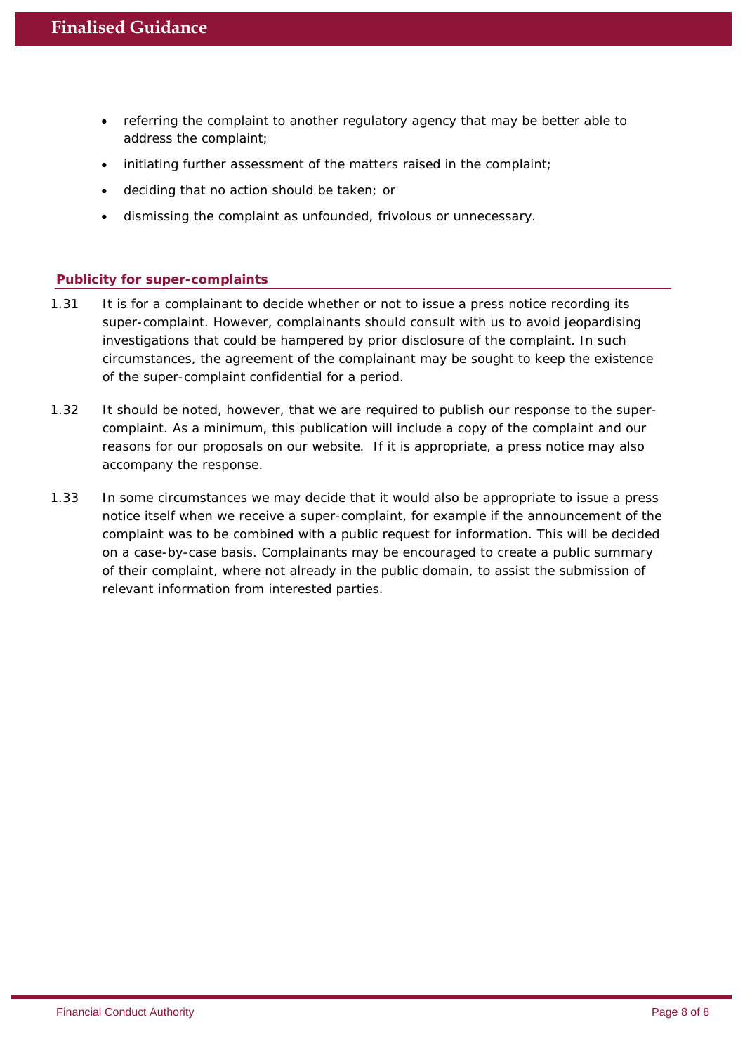- referring the complaint to another regulatory agency that may be better able to address the complaint;
- initiating further assessment of the matters raised in the complaint;
- deciding that no action should be taken; or
- dismissing the complaint as unfounded, frivolous or unnecessary.

### Publicity for super-complaints

1.31 It is for a complainant to decide whether or not to issue a press notice recording its super-complaint. However, complainants should consult with us to avoid jeopardising investigations that could be hampered by prior disclosure of the complaint. In such circumstances, the agreement of the complainant may be sought to keep the existence of the super-complaint confidential for a period.

1.32 It should be noted, however, that we are required to publish our response to the super-complaint. As a minimum, this publication will include a copy of the complaint and our reasons for our proposals on our website. If it is appropriate, a press notice may also accompany the response.

1.33 In some circumstances we may decide that it would also be appropriate to issue a press notice itself when we receive a super-complaint, for example if the announcement of the complaint was to be combined with a public request for information. This will be decided on a case-by-case basis. Complainants may be encouraged to create a public summary of their complaint, where not already in the public domain, to assist the submission of relevant information from interested parties.